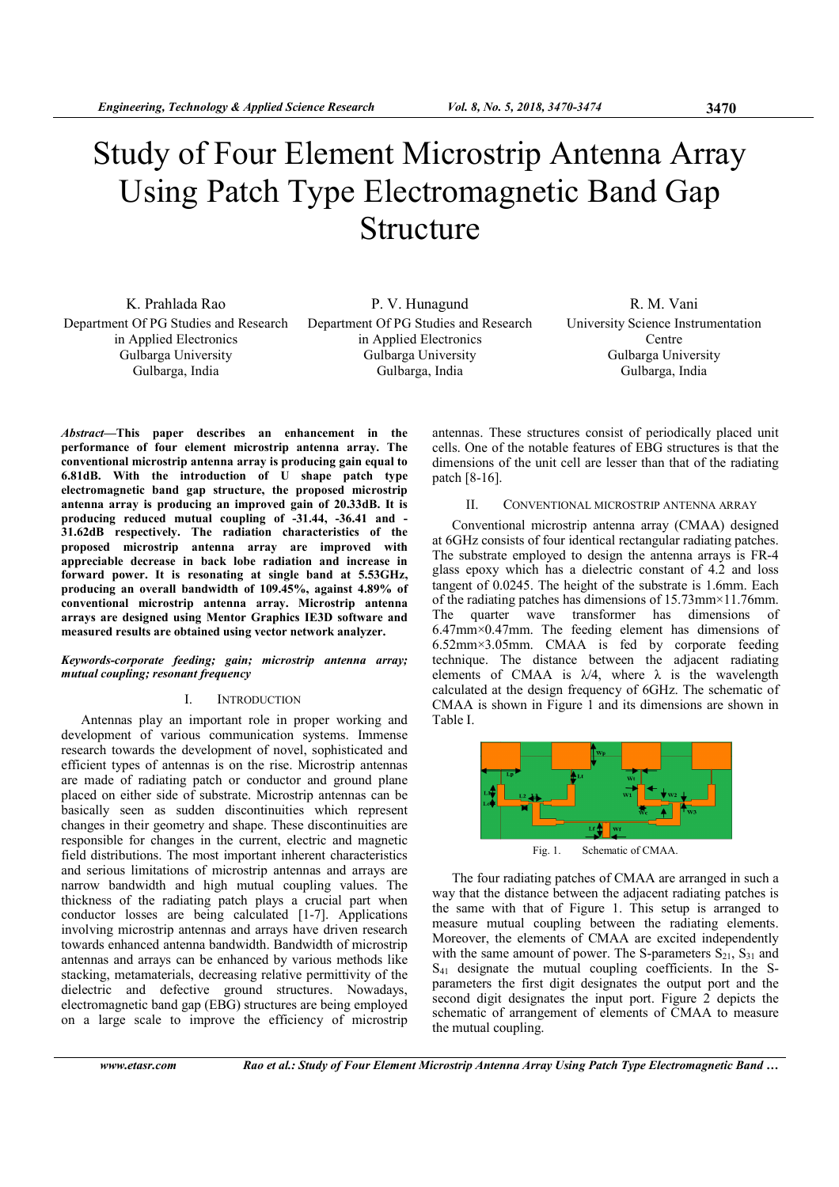# Study of Four Element Microstrip Antenna Array Using Patch Type Electromagnetic Band Gap Structure

K. Prahlada Rao
Department Of PG Studies and Research in Applied Electronics
Gulbarga University
Gulbarga, India

P. V. Hunagund
Department Of PG Studies and Research in Applied Electronics
Gulbarga University
Gulbarga, India

R. M. Vani
University Science Instrumentation Centre
Gulbarga University
Gulbarga, India

***Abstract*—This paper describes an enhancement in the performance of four element microstrip antenna array. The conventional microstrip antenna array is producing gain equal to 6.81dB. With the introduction of U shape patch type electromagnetic band gap structure, the proposed microstrip antenna array is producing an improved gain of 20.33dB. It is producing reduced mutual coupling of -31.44, -36.41 and -31.62dB respectively. The radiation characteristics of the proposed microstrip antenna array are improved with appreciable decrease in back lobe radiation and increase in forward power. It is resonating at single band at 5.53GHz, producing an overall bandwidth of 109.45%, against 4.89% of conventional microstrip antenna array. Microstrip antenna arrays are designed using Mentor Graphics IE3D software and measured results are obtained using vector network analyzer.**

***Keywords-corporate feeding; gain; microstrip antenna array; mutual coupling; resonant frequency***

## I. Introduction

Antennas play an important role in proper working and development of various communication systems. Immense research towards the development of novel, sophisticated and efficient types of antennas is on the rise. Microstrip antennas are made of radiating patch or conductor and ground plane placed on either side of substrate. Microstrip antennas can be basically seen as sudden discontinuities which represent changes in their geometry and shape. These discontinuities are responsible for changes in the current, electric and magnetic field distributions. The most important inherent characteristics and serious limitations of microstrip antennas and arrays are narrow bandwidth and high mutual coupling values. The thickness of the radiating patch plays a crucial part when conductor losses are being calculated [1-7]. Applications involving microstrip antennas and arrays have driven research towards enhanced antenna bandwidth. Bandwidth of microstrip antennas and arrays can be enhanced by various methods like stacking, metamaterials, decreasing relative permittivity of the dielectric and defective ground structures. Nowadays, electromagnetic band gap (EBG) structures are being employed on a large scale to improve the efficiency of microstrip antennas. These structures consist of periodically placed unit cells. One of the notable features of EBG structures is that the dimensions of the unit cell are lesser than that of the radiating patch [8-16].

## II. Conventional Microstrip Antenna Array

Conventional microstrip antenna array (CMAA) designed at 6GHz consists of four identical rectangular radiating patches. The substrate employed to design the antenna arrays is FR-4 glass epoxy which has a dielectric constant of 4.2 and loss tangent of 0.0245. The height of the substrate is 1.6mm. Each of the radiating patches has dimensions of 15.73mm×11.76mm. The quarter wave transformer has dimensions of 6.47mm×0.47mm. The feeding element has dimensions of 6.52mm×3.05mm. CMAA is fed by corporate feeding technique. The distance between the adjacent radiating elements of CMAA is $\lambda/4$, where $\lambda$ is the wavelength calculated at the design frequency of 6GHz. The schematic of CMAA is shown in Figure 1 and its dimensions are shown in Table I.

Fig. 1. Schematic of CMAA.

The four radiating patches of CMAA are arranged in such a way that the distance between the adjacent radiating patches is the same with that of Figure 1. This setup is arranged to measure mutual coupling between the radiating elements. Moreover, the elements of CMAA are excited independently with the same amount of power. The S-parameters $S_{21}$, $S_{31}$ and $S_{41}$ designate the mutual coupling coefficients. In the S-parameters the first digit designates the output port and the second digit designates the input port. Figure 2 depicts the schematic of arrangement of elements of CMAA to measure the mutual coupling.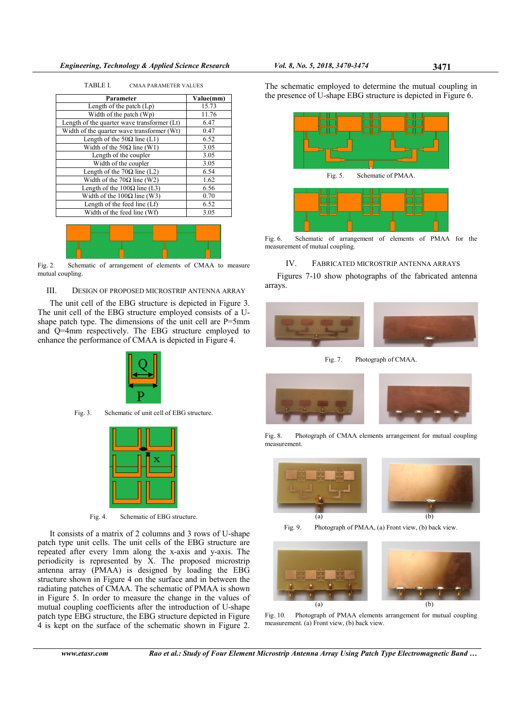TABLE I. CMAA PARAMETER VALUES

| Parameter | Value(mm) |
|---|---|
| Length of the patch (Lp) | 15.73 |
| Width of the patch (Wp) | 11.76 |
| Length of the quarter wave transformer (Lt) | 6.47 |
| Width of the quarter wave transformer (Wt) | 0.47 |
| Length of the 50Ω line (L1) | 6.52 |
| Width of the 50Ω line (W1) | 3.05 |
| Length of the coupler | 3.05 |
| Width of the coupler | 3.05 |
| Length of the 70Ω line (L2) | 6.54 |
| Width of the 70Ω line (W2) | 1.62 |
| Length of the 100Ω line (L3) | 6.56 |
| Width of the 100Ω line (W3) | 0.70 |
| Length of the feed line (Lf) | 6.52 |
| Width of the feed line (Wf) | 3.05 |

Fig. 2. Schematic of arrangement of elements of CMAA to measure mutual coupling.

## III. DESIGN OF PROPOSED MICROSTRIP ANTENNA ARRAY

The unit cell of the EBG structure is depicted in Figure 3. The unit cell of the EBG structure employed consists of a U-shape patch type. The dimensions of the unit cell are P=5mm and Q=4mm respectively. The EBG structure employed to enhance the performance of CMAA is depicted in Figure 4.

Fig. 3. Schematic of unit cell of EBG structure.

Fig. 4. Schematic of EBG structure.

It consists of a matrix of 2 columns and 3 rows of U-shape patch type unit cells. The unit cells of the EBG structure are repeated after every 1mm along the x-axis and y-axis. The periodicity is represented by X. The proposed microstrip antenna array (PMAA) is designed by loading the EBG structure shown in Figure 4 on the surface and in between the radiating patches of CMAA. The schematic of PMAA is shown in Figure 5. In order to measure the change in the values of mutual coupling coefficients after the introduction of U-shape patch type EBG structure, the EBG structure depicted in Figure 4 is kept on the surface of the schematic shown in Figure 2. The schematic employed to determine the mutual coupling in the presence of U-shape EBG structure is depicted in Figure 6.

Fig. 5. Schematic of PMAA.

Fig. 6. Schematic of arrangement of elements of PMAA for the measurement of mutual coupling.

## IV. FABRICATED MICROSTRIP ANTENNA ARRAYS

Figures 7-10 show photographs of the fabricated antenna arrays.

Fig. 7. Photograph of CMAA.

Fig. 8. Photograph of CMAA elements arrangement for mutual coupling measurement.

Fig. 9. Photograph of PMAA, (a) Front view, (b) back view.

Fig. 10. Photograph of PMAA elements arrangement for mutual coupling measurement. (a) Front view, (b) back view.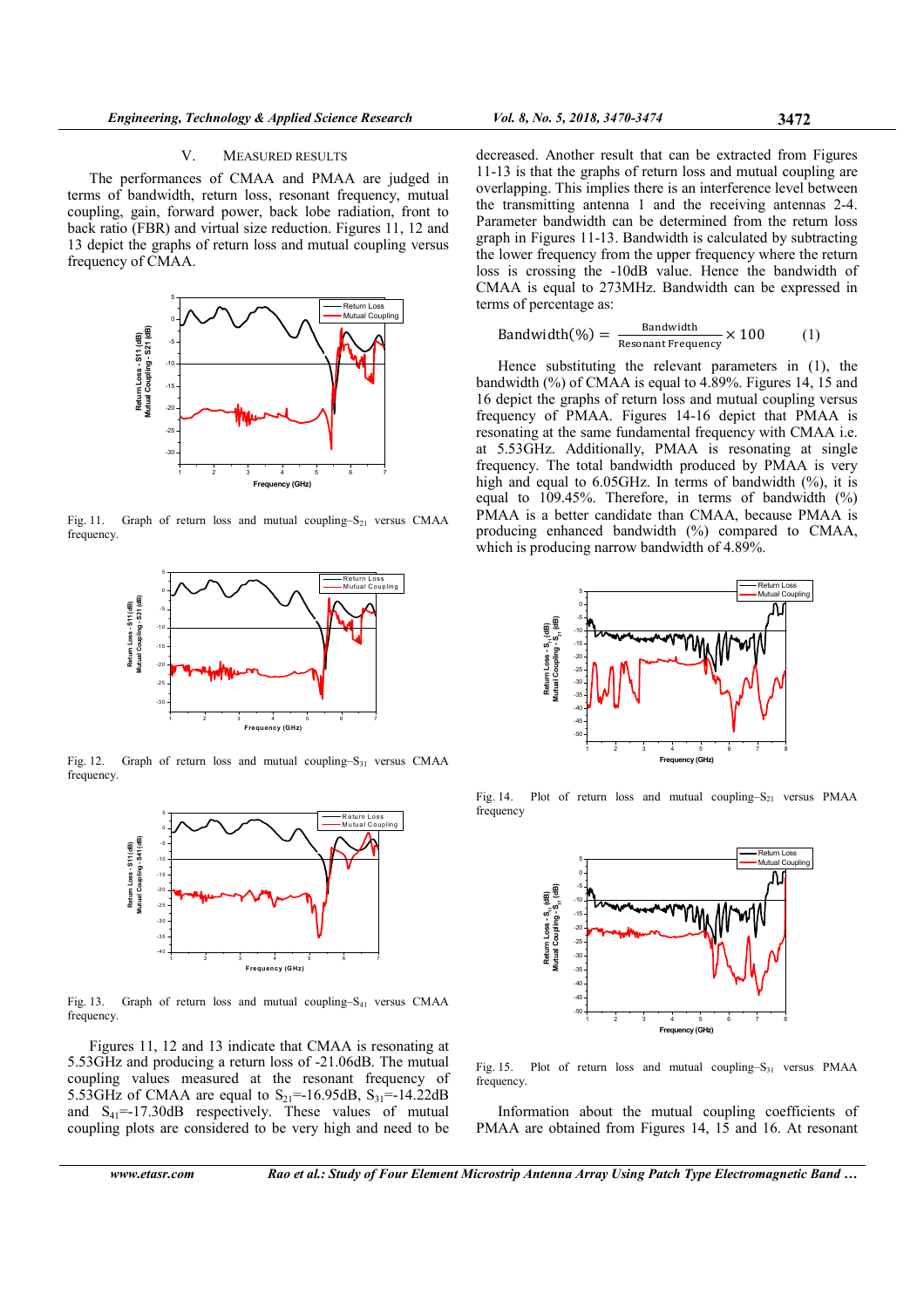## V. MEASURED RESULTS

The performances of CMAA and PMAA are judged in terms of bandwidth, return loss, resonant frequency, mutual coupling, gain, forward power, back lobe radiation, front to back ratio (FBR) and virtual size reduction. Figures 11, 12 and 13 depict the graphs of return loss and mutual coupling versus frequency of CMAA.

Fig. 11. Graph of return loss and mutual coupling–$S_{21}$ versus CMAA frequency.

Fig. 12. Graph of return loss and mutual coupling–$S_{31}$ versus CMAA frequency.

Fig. 13. Graph of return loss and mutual coupling–$S_{41}$ versus CMAA frequency.

Figures 11, 12 and 13 indicate that CMAA is resonating at 5.53GHz and producing a return loss of -21.06dB. The mutual coupling values measured at the resonant frequency of 5.53GHz of CMAA are equal to $S_{21}$=-16.95dB, $S_{31}$=-14.22dB and $S_{41}$=-17.30dB respectively. These values of mutual coupling plots are considered to be very high and need to be decreased. Another result that can be extracted from Figures 11-13 is that the graphs of return loss and mutual coupling are overlapping. This implies there is an interference level between the transmitting antenna 1 and the receiving antennas 2-4. Parameter bandwidth can be determined from the return loss graph in Figures 11-13. Bandwidth is calculated by subtracting the lower frequency from the upper frequency where the return loss is crossing the -10dB value. Hence the bandwidth of CMAA is equal to 273MHz. Bandwidth can be expressed in terms of percentage as:

$$\text{Bandwidth}(\%) = \frac{\text{Bandwidth}}{\text{Resonant Frequency}} \times 100 \qquad (1)$$

Hence substituting the relevant parameters in (1), the bandwidth (%) of CMAA is equal to 4.89%. Figures 14, 15 and 16 depict the graphs of return loss and mutual coupling versus frequency of PMAA. Figures 14-16 depict that PMAA is resonating at the same fundamental frequency with CMAA i.e. at 5.53GHz. Additionally, PMAA is resonating at single frequency. The total bandwidth produced by PMAA is very high and equal to 6.05GHz. In terms of bandwidth (%), it is equal to 109.45%. Therefore, in terms of bandwidth (%) PMAA is a better candidate than CMAA, because PMAA is producing enhanced bandwidth (%) compared to CMAA, which is producing narrow bandwidth of 4.89%.

Fig. 14. Plot of return loss and mutual coupling–$S_{21}$ versus PMAA frequency

Fig. 15. Plot of return loss and mutual coupling–$S_{31}$ versus PMAA frequency.

Information about the mutual coupling coefficients of PMAA are obtained from Figures 14, 15 and 16. At resonant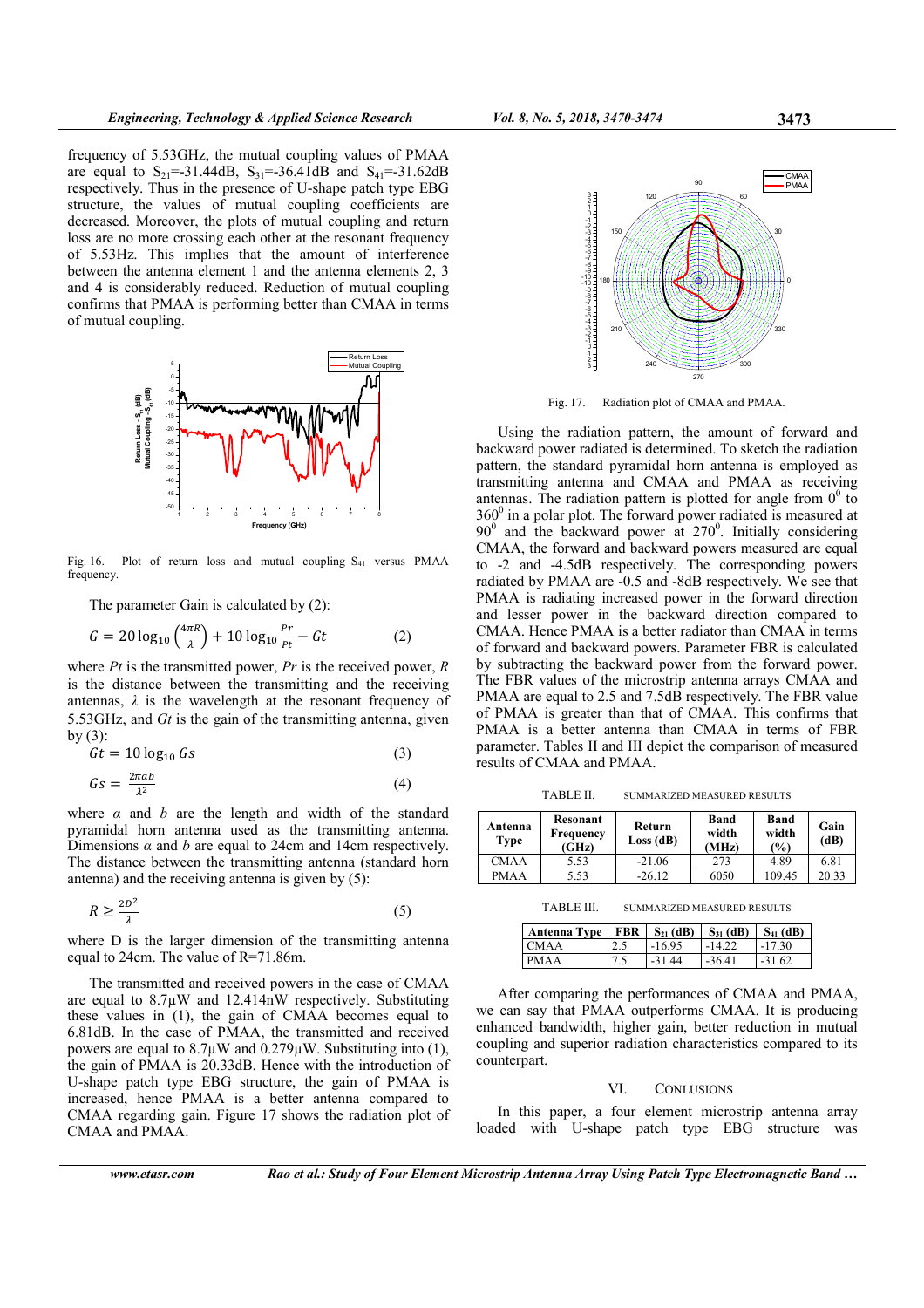frequency of 5.53GHz, the mutual coupling values of PMAA are equal to $S_{21}$=-31.44dB, $S_{31}$=-36.41dB and $S_{41}$=-31.62dB respectively. Thus in the presence of U-shape patch type EBG structure, the values of mutual coupling coefficients are decreased. Moreover, the plots of mutual coupling and return loss are no more crossing each other at the resonant frequency of 5.53Hz. This implies that the amount of interference between the antenna element 1 and the antenna elements 2, 3 and 4 is considerably reduced. Reduction of mutual coupling confirms that PMAA is performing better than CMAA in terms of mutual coupling.

Fig. 16. Plot of return loss and mutual coupling–$S_{41}$ versus PMAA frequency.

The parameter Gain is calculated by (2):

$$G = 20\log_{10}\left(\frac{4\pi R}{\lambda}\right) + 10\log_{10}\frac{Pr}{Pt} - Gt \qquad (2)$$

where *Pt* is the transmitted power, *Pr* is the received power, *R* is the distance between the transmitting and the receiving antennas, $\lambda$ is the wavelength at the resonant frequency of 5.53GHz, and *Gt* is the gain of the transmitting antenna, given by (3):

$$Gt = 10\log_{10} Gs \qquad (3)$$

$$Gs = \frac{2\pi ab}{\lambda^2} \qquad (4)$$

where $\alpha$ and $b$ are the length and width of the standard pyramidal horn antenna used as the transmitting antenna. Dimensions $\alpha$ and $b$ are equal to 24cm and 14cm respectively. The distance between the transmitting antenna (standard horn antenna) and the receiving antenna is given by (5):

$$R \geq \frac{2D^2}{\lambda} \qquad (5)$$

where D is the larger dimension of the transmitting antenna equal to 24cm. The value of R=71.86mm.

The transmitted and received powers in the case of CMAA are equal to 8.7μW and 12.414nW respectively. Substituting these values in (1), the gain of CMAA becomes equal to 6.81dB. In the case of PMAA, the transmitted and received powers are equal to 8.7μW and 0.279μW. Substituting into (1), the gain of PMAA is 20.33dB. Hence with the introduction of U-shape patch type EBG structure, the gain of PMAA is increased, hence PMAA is a better antenna compared to CMAA regarding gain. Figure 17 shows the radiation plot of CMAA and PMAA.

Fig. 17. Radiation plot of CMAA and PMAA.

Using the radiation pattern, the amount of forward and backward power radiated is determined. To sketch the radiation pattern, the standard pyramidal horn antenna is employed as transmitting antenna and CMAA and PMAA as receiving antennas. The radiation pattern is plotted for angle from $0^0$ to $360^0$ in a polar plot. The forward power radiated is measured at $90^0$ and the backward power at $270^0$. Initially considering CMAA, the forward and backward powers measured are equal to -2 and -4.5dB respectively. The corresponding powers radiated by PMAA are -0.5 and -8dB respectively. We see that PMAA is radiating increased power in the forward direction and lesser power in the backward direction compared to CMAA. Hence PMAA is a better radiator than CMAA in terms of forward and backward powers. Parameter FBR is calculated by subtracting the backward power from the forward power. The FBR values of the microstrip antenna arrays CMAA and PMAA are equal to 2.5 and 7.5dB respectively. The FBR value of PMAA is greater than that of CMAA. This confirms that PMAA is a better antenna than CMAA in terms of FBR parameter. Tables II and III depict the comparison of measured results of CMAA and PMAA.

TABLE II. SUMMARIZED MEASURED RESULTS

| Antenna Type | Resonant Frequency (GHz) | Return Loss (dB) | Band width (MHz) | Band width (%) | Gain (dB) |
|---|---|---|---|---|---|
| CMAA | 5.53 | -21.06 | 273 | 4.89 | 6.81 |
| PMAA | 5.53 | -26.12 | 6050 | 109.45 | 20.33 |

TABLE III. SUMMARIZED MEASURED RESULTS

| Antenna Type | FBR | $S_{21}$ (dB) | $S_{31}$ (dB) | $S_{41}$ (dB) |
|---|---|---|---|---|
| CMAA | 2.5 | -16.95 | -14.22 | -17.30 |
| PMAA | 7.5 | -31.44 | -36.41 | -31.62 |

After comparing the performances of CMAA and PMAA, we can say that PMAA outperforms CMAA. It is producing enhanced bandwidth, higher gain, better reduction in mutual coupling and superior radiation characteristics compared to its counterpart.

## VI. CONLUSIONS

In this paper, a four element microstrip antenna array loaded with U-shape patch type EBG structure was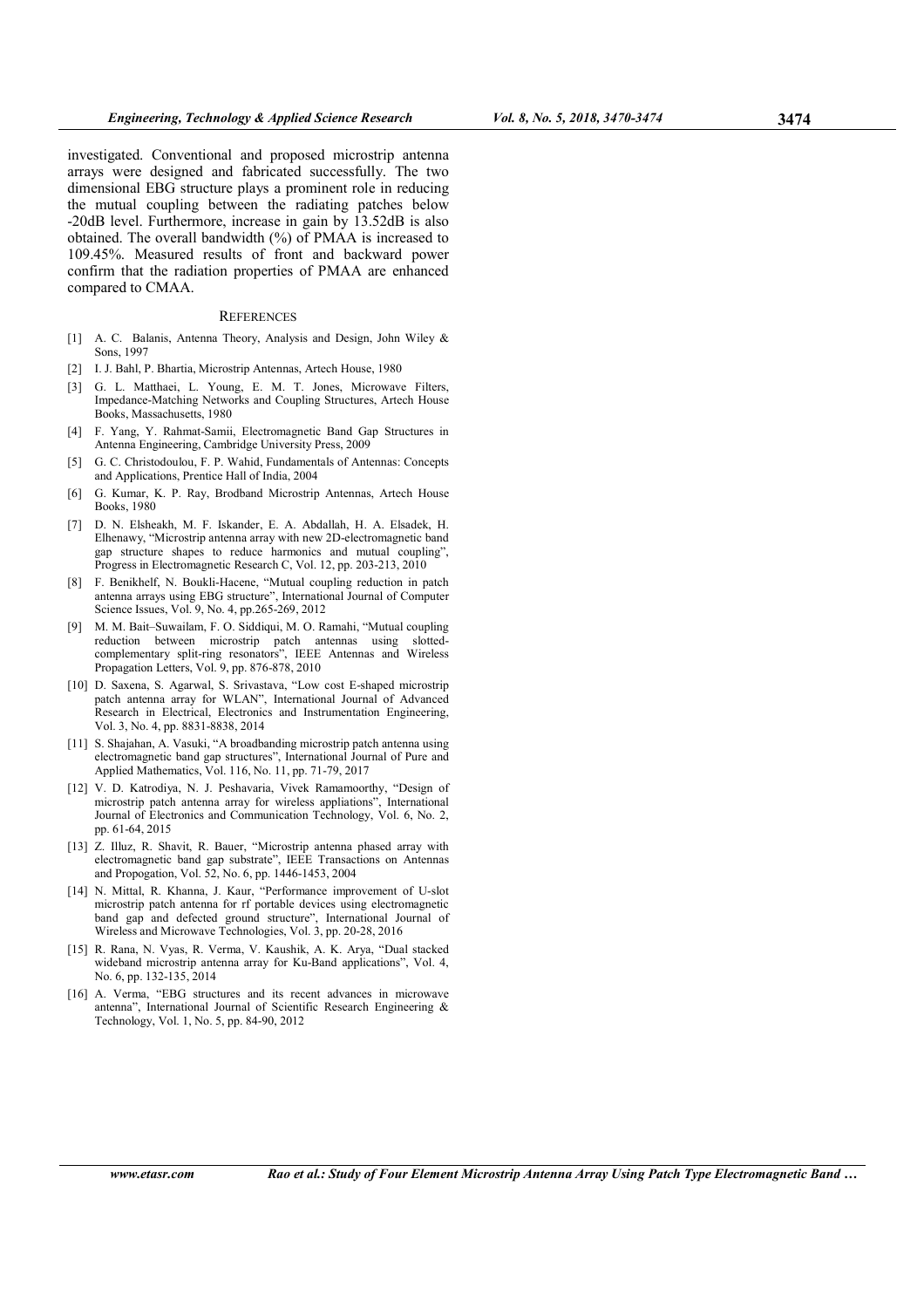investigated. Conventional and proposed microstrip antenna arrays were designed and fabricated successfully. The two dimensional EBG structure plays a prominent role in reducing the mutual coupling between the radiating patches below -20dB level. Furthermore, increase in gain by 13.52dB is also obtained. The overall bandwidth (%) of PMAA is increased to 109.45%. Measured results of front and backward power confirm that the radiation properties of PMAA are enhanced compared to CMAA.

## REFERENCES

[1] A. C. Balanis, Antenna Theory, Analysis and Design, John Wiley & Sons, 1997

[2] I. J. Bahl, P. Bhartia, Microstrip Antennas, Artech House, 1980

[3] G. L. Matthaei, L. Young, E. M. T. Jones, Microwave Filters, Impedance-Matching Networks and Coupling Structures, Artech House Books, Massachusetts, 1980

[4] F. Yang, Y. Rahmat-Samii, Electromagnetic Band Gap Structures in Antenna Engineering, Cambridge University Press, 2009

[5] G. C. Christodoulou, F. P. Wahid, Fundamentals of Antennas: Concepts and Applications, Prentice Hall of India, 2004

[6] G. Kumar, K. P. Ray, Brodband Microstrip Antennas, Artech House Books, 1980

[7] D. N. Elsheakh, M. F. Iskander, E. A. Abdallah, H. A. Elsadek, H. Elhenawy, "Microstrip antenna array with new 2D-electromagnetic band gap structure shapes to reduce harmonics and mutual coupling", Progress in Electromagnetic Research C, Vol. 12, pp. 203-213, 2010

[8] F. Benikhelf, N. Boukli-Hacene, "Mutual coupling reduction in patch antenna arrays using EBG structure", International Journal of Computer Science Issues, Vol. 9, No. 4, pp.265-269, 2012

[9] M. M. Bait–Suwailam, F. O. Siddiqui, M. O. Ramahi, "Mutual coupling reduction between microstrip patch antennas using slotted-complementary split-ring resonators", IEEE Antennas and Wireless Propagation Letters, Vol. 9, pp. 876-878, 2010

[10] D. Saxena, S. Agarwal, S. Srivastava, "Low cost E-shaped microstrip patch antenna array for WLAN", International Journal of Advanced Research in Electrical, Electronics and Instrumentation Engineering, Vol. 3, No. 4, pp. 8831-8838, 2014

[11] S. Shajahan, A. Vasuki, "A broadbanding microstrip patch antenna using electromagnetic band gap structures", International Journal of Pure and Applied Mathematics, Vol. 116, No. 11, pp. 71-79, 2017

[12] V. D. Katrodiya, N. J. Peshavaria, Vivek Ramamoorthy, "Design of microstrip patch antenna array for wireless appliations", International Journal of Electronics and Communication Technology, Vol. 6, No. 2, pp. 61-64, 2015

[13] Z. Illuz, R. Shavit, R. Bauer, "Microstrip antenna phased array with electromagnetic band gap substrate", IEEE Transactions on Antennas and Propogation, Vol. 52, No. 6, pp. 1446-1453, 2004

[14] N. Mittal, R. Khanna, J. Kaur, "Performance improvement of U-slot microstrip patch antenna for rf portable devices using electromagnetic band gap and defected ground structure", International Journal of Wireless and Microwave Technologies, Vol. 3, pp. 20-28, 2016

[15] R. Rana, N. Vyas, R. Verma, V. Kaushik, A. K. Arya, "Dual stacked wideband microstrip antenna array for Ku-Band applications", Vol. 4, No. 6, pp. 132-135, 2014

[16] A. Verma, "EBG structures and its recent advances in microwave antenna", International Journal of Scientific Research Engineering & Technology, Vol. 1, No. 5, pp. 84-90, 2012